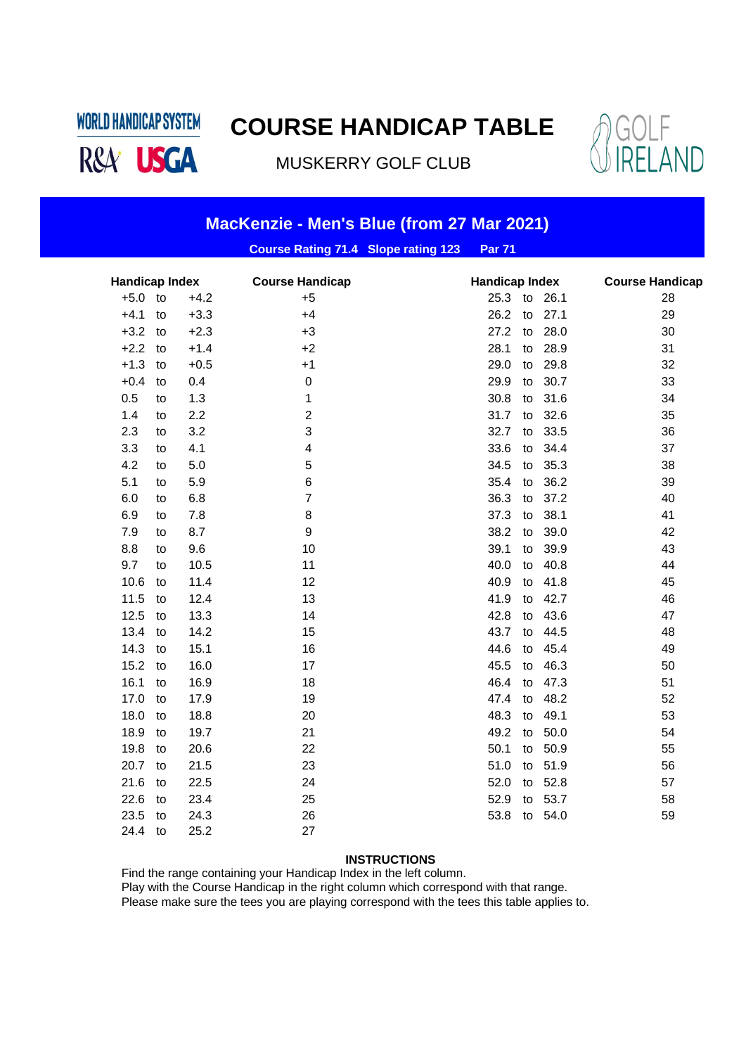WORLD HANDICAP SYSTEM

R&A USGA

# COURSE HANDICAP TABLE

MUSKERRY GOLF CLUB

GOLF IRELAND

## MacKenzie - Men's Blue (from 27 Mar 2021)

**Course Rating 71.4 Slope rating 123 Par 71**

| Handicap Index | | | Course Handicap | Handicap Index | | | Course Handicap |
|---|---|---|---|---|---|---|---|
| +5.0 | to | +4.2 | +5 | 25.3 | to | 26.1 | 28 |
| +4.1 | to | +3.3 | +4 | 26.2 | to | 27.1 | 29 |
| +3.2 | to | +2.3 | +3 | 27.2 | to | 28.0 | 30 |
| +2.2 | to | +1.4 | +2 | 28.1 | to | 28.9 | 31 |
| +1.3 | to | +0.5 | +1 | 29.0 | to | 29.8 | 32 |
| +0.4 | to | 0.4 | 0 | 29.9 | to | 30.7 | 33 |
| 0.5 | to | 1.3 | 1 | 30.8 | to | 31.6 | 34 |
| 1.4 | to | 2.2 | 2 | 31.7 | to | 32.6 | 35 |
| 2.3 | to | 3.2 | 3 | 32.7 | to | 33.5 | 36 |
| 3.3 | to | 4.1 | 4 | 33.6 | to | 34.4 | 37 |
| 4.2 | to | 5.0 | 5 | 34.5 | to | 35.3 | 38 |
| 5.1 | to | 5.9 | 6 | 35.4 | to | 36.2 | 39 |
| 6.0 | to | 6.8 | 7 | 36.3 | to | 37.2 | 40 |
| 6.9 | to | 7.8 | 8 | 37.3 | to | 38.1 | 41 |
| 7.9 | to | 8.7 | 9 | 38.2 | to | 39.0 | 42 |
| 8.8 | to | 9.6 | 10 | 39.1 | to | 39.9 | 43 |
| 9.7 | to | 10.5 | 11 | 40.0 | to | 40.8 | 44 |
| 10.6 | to | 11.4 | 12 | 40.9 | to | 41.8 | 45 |
| 11.5 | to | 12.4 | 13 | 41.9 | to | 42.7 | 46 |
| 12.5 | to | 13.3 | 14 | 42.8 | to | 43.6 | 47 |
| 13.4 | to | 14.2 | 15 | 43.7 | to | 44.5 | 48 |
| 14.3 | to | 15.1 | 16 | 44.6 | to | 45.4 | 49 |
| 15.2 | to | 16.0 | 17 | 45.5 | to | 46.3 | 50 |
| 16.1 | to | 16.9 | 18 | 46.4 | to | 47.3 | 51 |
| 17.0 | to | 17.9 | 19 | 47.4 | to | 48.2 | 52 |
| 18.0 | to | 18.8 | 20 | 48.3 | to | 49.1 | 53 |
| 18.9 | to | 19.7 | 21 | 49.2 | to | 50.0 | 54 |
| 19.8 | to | 20.6 | 22 | 50.1 | to | 50.9 | 55 |
| 20.7 | to | 21.5 | 23 | 51.0 | to | 51.9 | 56 |
| 21.6 | to | 22.5 | 24 | 52.0 | to | 52.8 | 57 |
| 22.6 | to | 23.4 | 25 | 52.9 | to | 53.7 | 58 |
| 23.5 | to | 24.3 | 26 | 53.8 | to | 54.0 | 59 |
| 24.4 | to | 25.2 | 27 | | | | |

**INSTRUCTIONS**

Find the range containing your Handicap Index in the left column.
Play with the Course Handicap in the right column which correspond with that range.
Please make sure the tees you are playing correspond with the tees this table applies to.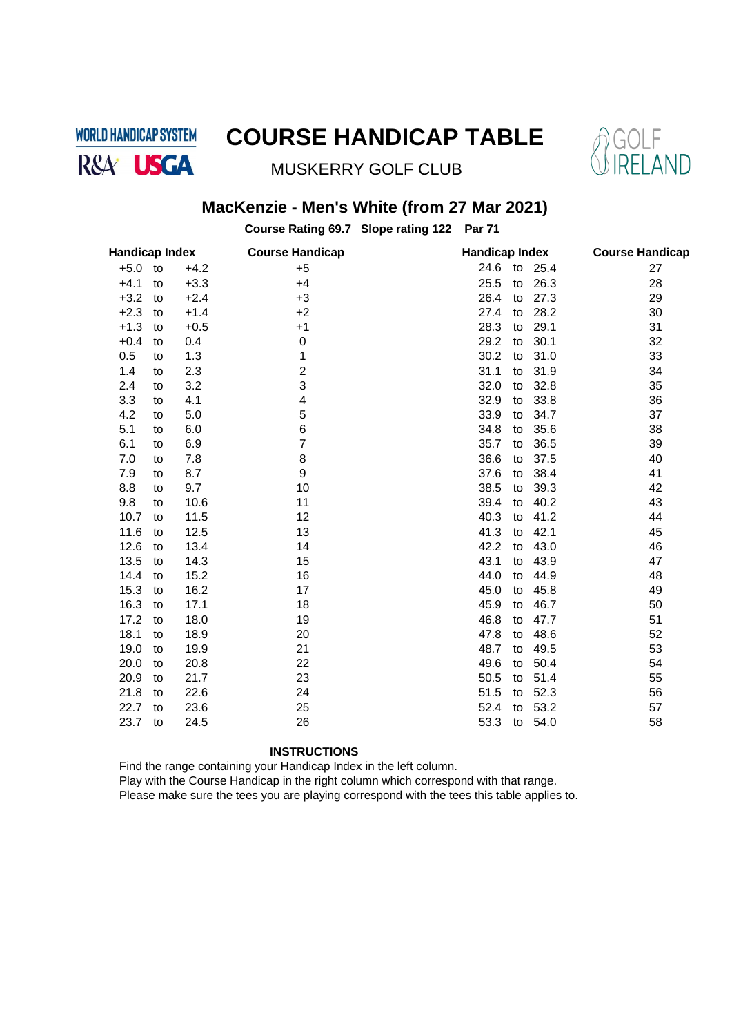WORLD HANDICAP SYSTEM

R&A USGA

# COURSE HANDICAP TABLE

MUSKERRY GOLF CLUB

GOLF IRELAND

## MacKenzie - Men's White (from 27 Mar 2021)

**Course Rating 69.7 Slope rating 122 Par 71**

| Handicap Index | | | Course Handicap | Handicap Index | | | Course Handicap |
|---|---|---|---|---|---|---|---|
| +5.0 | to | +4.2 | +5 | 24.6 | to | 25.4 | 27 |
| +4.1 | to | +3.3 | +4 | 25.5 | to | 26.3 | 28 |
| +3.2 | to | +2.4 | +3 | 26.4 | to | 27.3 | 29 |
| +2.3 | to | +1.4 | +2 | 27.4 | to | 28.2 | 30 |
| +1.3 | to | +0.5 | +1 | 28.3 | to | 29.1 | 31 |
| +0.4 | to | 0.4 | 0 | 29.2 | to | 30.1 | 32 |
| 0.5 | to | 1.3 | 1 | 30.2 | to | 31.0 | 33 |
| 1.4 | to | 2.3 | 2 | 31.1 | to | 31.9 | 34 |
| 2.4 | to | 3.2 | 3 | 32.0 | to | 32.8 | 35 |
| 3.3 | to | 4.1 | 4 | 32.9 | to | 33.8 | 36 |
| 4.2 | to | 5.0 | 5 | 33.9 | to | 34.7 | 37 |
| 5.1 | to | 6.0 | 6 | 34.8 | to | 35.6 | 38 |
| 6.1 | to | 6.9 | 7 | 35.7 | to | 36.5 | 39 |
| 7.0 | to | 7.8 | 8 | 36.6 | to | 37.5 | 40 |
| 7.9 | to | 8.7 | 9 | 37.6 | to | 38.4 | 41 |
| 8.8 | to | 9.7 | 10 | 38.5 | to | 39.3 | 42 |
| 9.8 | to | 10.6 | 11 | 39.4 | to | 40.2 | 43 |
| 10.7 | to | 11.5 | 12 | 40.3 | to | 41.2 | 44 |
| 11.6 | to | 12.5 | 13 | 41.3 | to | 42.1 | 45 |
| 12.6 | to | 13.4 | 14 | 42.2 | to | 43.0 | 46 |
| 13.5 | to | 14.3 | 15 | 43.1 | to | 43.9 | 47 |
| 14.4 | to | 15.2 | 16 | 44.0 | to | 44.9 | 48 |
| 15.3 | to | 16.2 | 17 | 45.0 | to | 45.8 | 49 |
| 16.3 | to | 17.1 | 18 | 45.9 | to | 46.7 | 50 |
| 17.2 | to | 18.0 | 19 | 46.8 | to | 47.7 | 51 |
| 18.1 | to | 18.9 | 20 | 47.8 | to | 48.6 | 52 |
| 19.0 | to | 19.9 | 21 | 48.7 | to | 49.5 | 53 |
| 20.0 | to | 20.8 | 22 | 49.6 | to | 50.4 | 54 |
| 20.9 | to | 21.7 | 23 | 50.5 | to | 51.4 | 55 |
| 21.8 | to | 22.6 | 24 | 51.5 | to | 52.3 | 56 |
| 22.7 | to | 23.6 | 25 | 52.4 | to | 53.2 | 57 |
| 23.7 | to | 24.5 | 26 | 53.3 | to | 54.0 | 58 |

**INSTRUCTIONS**

Find the range containing your Handicap Index in the left column.
Play with the Course Handicap in the right column which correspond with that range.
Please make sure the tees you are playing correspond with the tees this table applies to.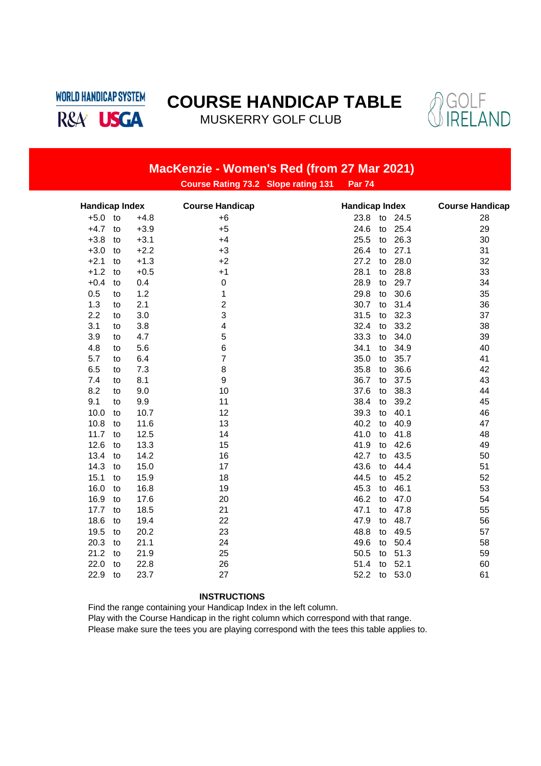WORLD HANDICAP SYSTEM

R&A USGA

# COURSE HANDICAP TABLE

MUSKERRY GOLF CLUB

GOLF IRELAND

## MacKenzie - Women's Red (from 27 Mar 2021)

**Course Rating 73.2 Slope rating 131 Par 74**

| Handicap Index | | | Course Handicap | Handicap Index | | | Course Handicap |
|---|---|---|---|---|---|---|---|
| +5.0 | to | +4.8 | +6 | 23.8 | to | 24.5 | 28 |
| +4.7 | to | +3.9 | +5 | 24.6 | to | 25.4 | 29 |
| +3.8 | to | +3.1 | +4 | 25.5 | to | 26.3 | 30 |
| +3.0 | to | +2.2 | +3 | 26.4 | to | 27.1 | 31 |
| +2.1 | to | +1.3 | +2 | 27.2 | to | 28.0 | 32 |
| +1.2 | to | +0.5 | +1 | 28.1 | to | 28.8 | 33 |
| +0.4 | to | 0.4 | 0 | 28.9 | to | 29.7 | 34 |
| 0.5 | to | 1.2 | 1 | 29.8 | to | 30.6 | 35 |
| 1.3 | to | 2.1 | 2 | 30.7 | to | 31.4 | 36 |
| 2.2 | to | 3.0 | 3 | 31.5 | to | 32.3 | 37 |
| 3.1 | to | 3.8 | 4 | 32.4 | to | 33.2 | 38 |
| 3.9 | to | 4.7 | 5 | 33.3 | to | 34.0 | 39 |
| 4.8 | to | 5.6 | 6 | 34.1 | to | 34.9 | 40 |
| 5.7 | to | 6.4 | 7 | 35.0 | to | 35.7 | 41 |
| 6.5 | to | 7.3 | 8 | 35.8 | to | 36.6 | 42 |
| 7.4 | to | 8.1 | 9 | 36.7 | to | 37.5 | 43 |
| 8.2 | to | 9.0 | 10 | 37.6 | to | 38.3 | 44 |
| 9.1 | to | 9.9 | 11 | 38.4 | to | 39.2 | 45 |
| 10.0 | to | 10.7 | 12 | 39.3 | to | 40.1 | 46 |
| 10.8 | to | 11.6 | 13 | 40.2 | to | 40.9 | 47 |
| 11.7 | to | 12.5 | 14 | 41.0 | to | 41.8 | 48 |
| 12.6 | to | 13.3 | 15 | 41.9 | to | 42.6 | 49 |
| 13.4 | to | 14.2 | 16 | 42.7 | to | 43.5 | 50 |
| 14.3 | to | 15.0 | 17 | 43.6 | to | 44.4 | 51 |
| 15.1 | to | 15.9 | 18 | 44.5 | to | 45.2 | 52 |
| 16.0 | to | 16.8 | 19 | 45.3 | to | 46.1 | 53 |
| 16.9 | to | 17.6 | 20 | 46.2 | to | 47.0 | 54 |
| 17.7 | to | 18.5 | 21 | 47.1 | to | 47.8 | 55 |
| 18.6 | to | 19.4 | 22 | 47.9 | to | 48.7 | 56 |
| 19.5 | to | 20.2 | 23 | 48.8 | to | 49.5 | 57 |
| 20.3 | to | 21.1 | 24 | 49.6 | to | 50.4 | 58 |
| 21.2 | to | 21.9 | 25 | 50.5 | to | 51.3 | 59 |
| 22.0 | to | 22.8 | 26 | 51.4 | to | 52.1 | 60 |
| 22.9 | to | 23.7 | 27 | 52.2 | to | 53.0 | 61 |

**INSTRUCTIONS**

Find the range containing your Handicap Index in the left column.
Play with the Course Handicap in the right column which correspond with that range.
Please make sure the tees you are playing correspond with the tees this table applies to.